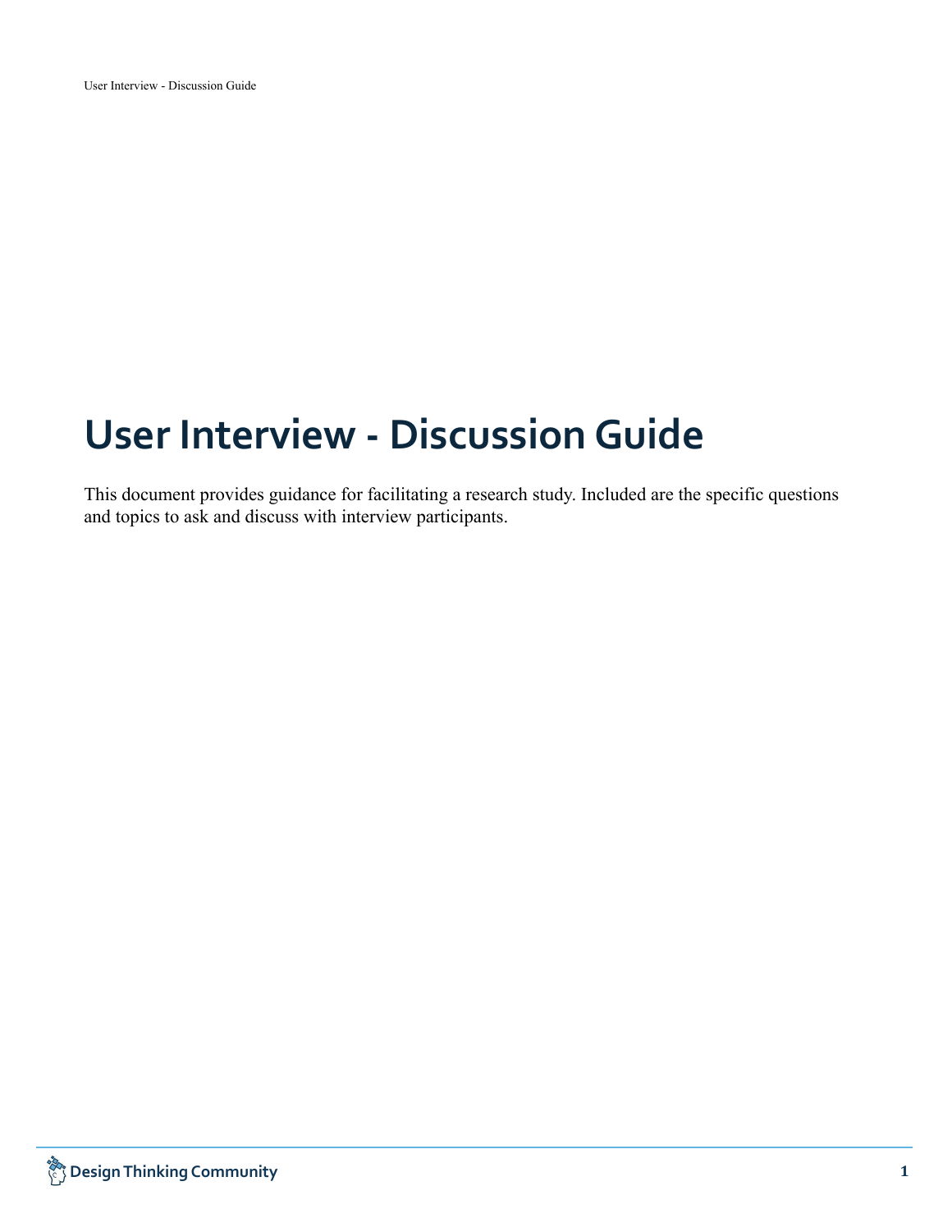# User Interview - Discussion Guide

This document provides guidance for facilitating a research study. Included are the specific questions and topics to ask and discuss with interview participants.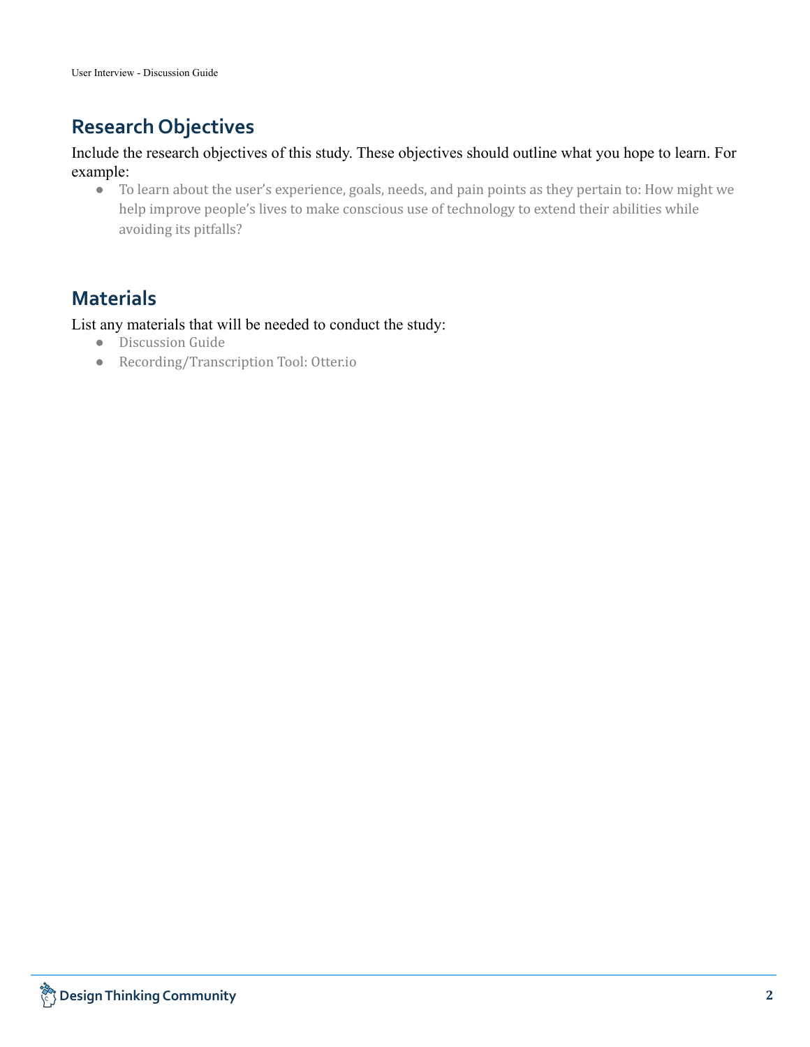## Research Objectives

Include the research objectives of this study. These objectives should outline what you hope to learn. For example:

- To learn about the user's experience, goals, needs, and pain points as they pertain to: How might we help improve people's lives to make conscious use of technology to extend their abilities while avoiding its pitfalls?

## Materials

List any materials that will be needed to conduct the study:

- Discussion Guide
- Recording/Transcription Tool: Otter.io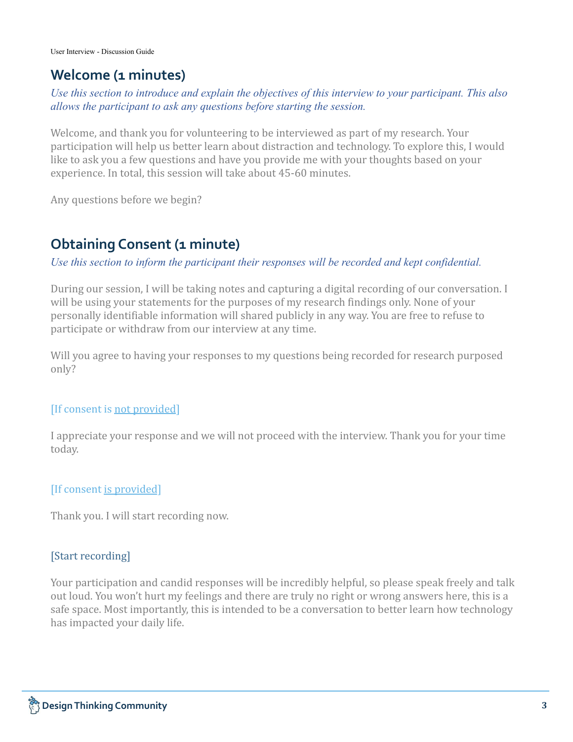## Welcome (1 minutes)

*Use this section to introduce and explain the objectives of this interview to your participant. This also allows the participant to ask any questions before starting the session.*

Welcome, and thank you for volunteering to be interviewed as part of my research. Your participation will help us better learn about distraction and technology. To explore this, I would like to ask you a few questions and have you provide me with your thoughts based on your experience. In total, this session will take about 45-60 minutes.

Any questions before we begin?

## Obtaining Consent (1 minute)

*Use this section to inform the participant their responses will be recorded and kept confidential.*

During our session, I will be taking notes and capturing a digital recording of our conversation. I will be using your statements for the purposes of my research findings only. None of your personally identifiable information will shared publicly in any way. You are free to refuse to participate or withdraw from our interview at any time.

Will you agree to having your responses to my questions being recorded for research purposed only?

[If consent is not provided]

I appreciate your response and we will not proceed with the interview. Thank you for your time today.

[If consent is provided]

Thank you. I will start recording now.

[Start recording]

Your participation and candid responses will be incredibly helpful, so please speak freely and talk out loud. You won't hurt my feelings and there are truly no right or wrong answers here, this is a safe space. Most importantly, this is intended to be a conversation to better learn how technology has impacted your daily life.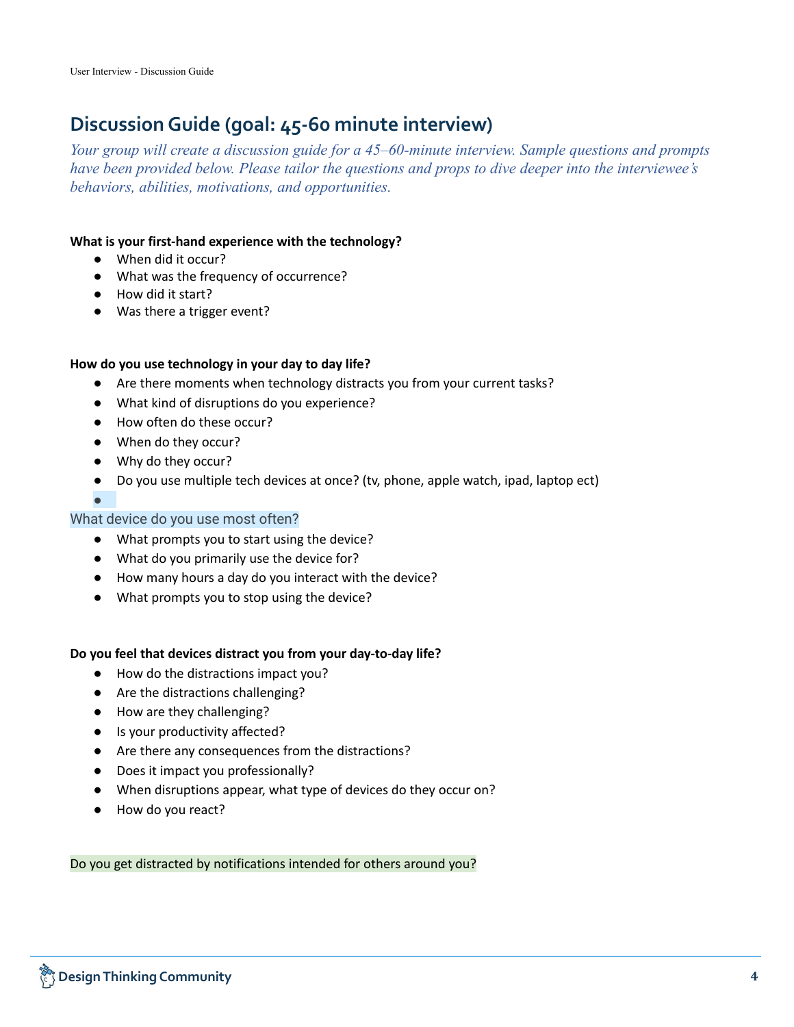## Discussion Guide (goal: 45-60 minute interview)

*Your group will create a discussion guide for a 45–60-minute interview. Sample questions and prompts have been provided below. Please tailor the questions and props to dive deeper into the interviewee's behaviors, abilities, motivations, and opportunities.*

**What is your first-hand experience with the technology?**

- When did it occur?
- What was the frequency of occurrence?
- How did it start?
- Was there a trigger event?

**How do you use technology in your day to day life?**

- Are there moments when technology distracts you from your current tasks?
- What kind of disruptions do you experience?
- How often do these occur?
- When do they occur?
- Why do they occur?
- Do you use multiple tech devices at once? (tv, phone, apple watch, ipad, laptop ect)

What device do you use most often?

- What prompts you to start using the device?
- What do you primarily use the device for?
- How many hours a day do you interact with the device?
- What prompts you to stop using the device?

**Do you feel that devices distract you from your day-to-day life?**

- How do the distractions impact you?
- Are the distractions challenging?
- How are they challenging?
- Is your productivity affected?
- Are there any consequences from the distractions?
- Does it impact you professionally?
- When disruptions appear, what type of devices do they occur on?
- How do you react?

Do you get distracted by notifications intended for others around you?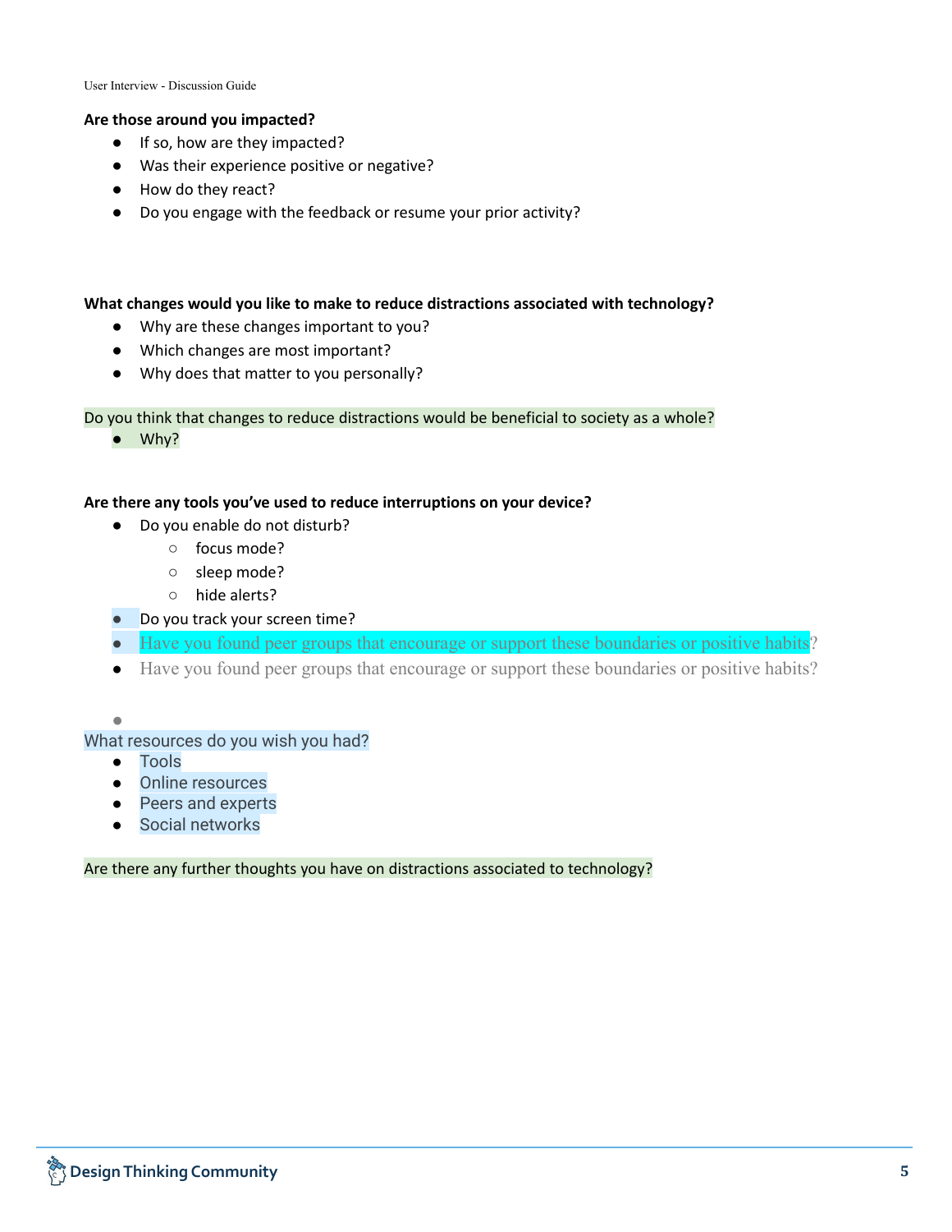**Are those around you impacted?**

- If so, how are they impacted?
- Was their experience positive or negative?
- How do they react?
- Do you engage with the feedback or resume your prior activity?

**What changes would you like to make to reduce distractions associated with technology?**

- Why are these changes important to you?
- Which changes are most important?
- Why does that matter to you personally?

Do you think that changes to reduce distractions would be beneficial to society as a whole?

- Why?

**Are there any tools you've used to reduce interruptions on your device?**

- Do you enable do not disturb?
  - focus mode?
  - sleep mode?
  - hide alerts?
- Do you track your screen time?
- Have you found peer groups that encourage or support these boundaries or positive habits?
- Have you found peer groups that encourage or support these boundaries or positive habits?

What resources do you wish you had?

- Tools
- Online resources
- Peers and experts
- Social networks

Are there any further thoughts you have on distractions associated to technology?